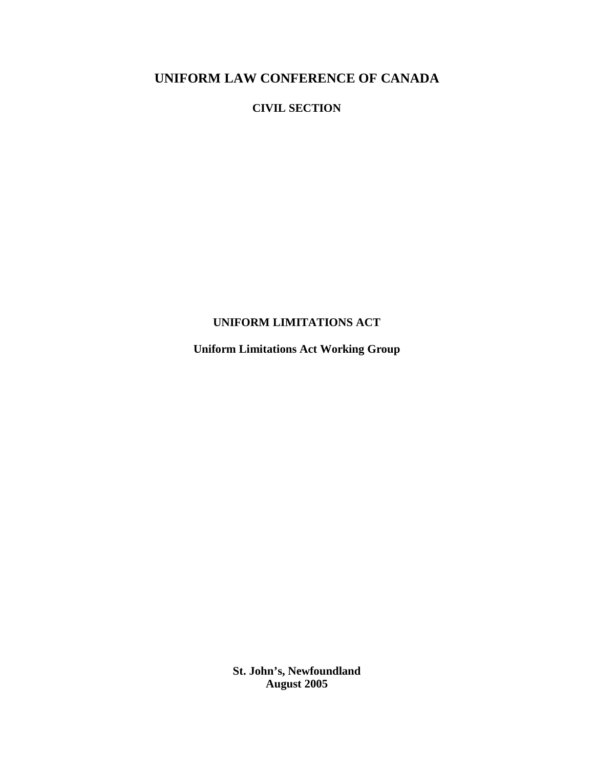# UNIFORM LAW CONFERENCE OF CANADA

## CIVIL SECTION

## UNIFORM LIMITATIONS ACT

### Uniform Limitations Act Working Group

**St. John's, Newfoundland**
**August 2005**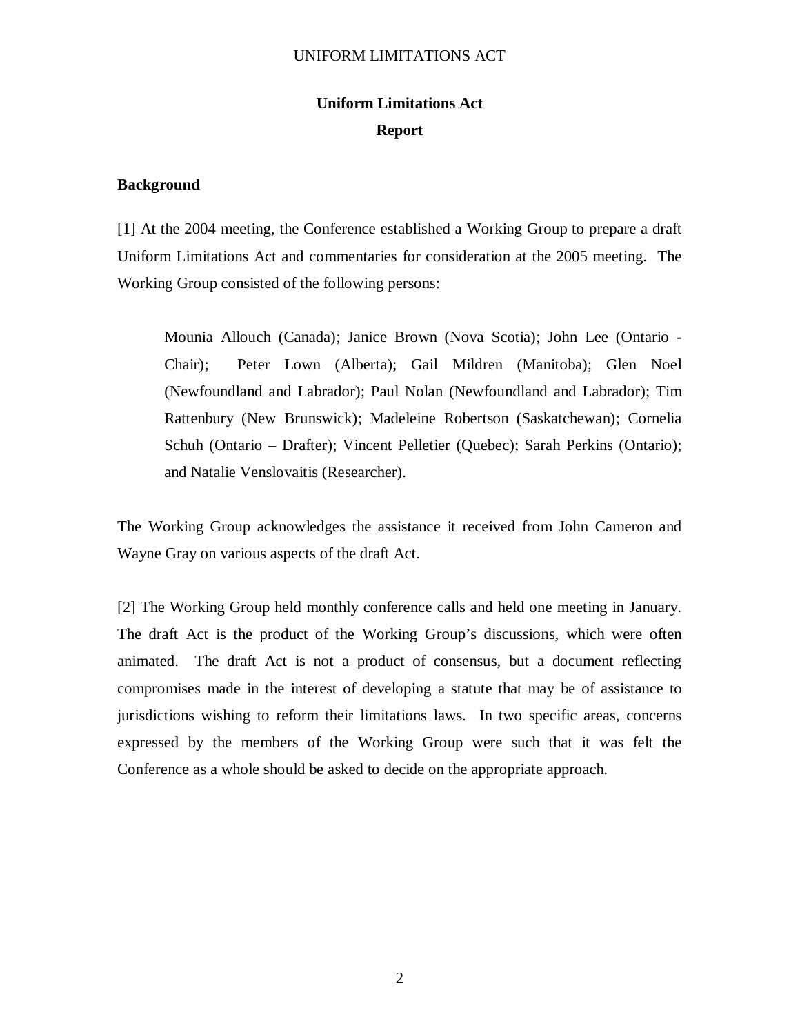# Uniform Limitations Act

## Report

### Background

[1] At the 2004 meeting, the Conference established a Working Group to prepare a draft Uniform Limitations Act and commentaries for consideration at the 2005 meeting. The Working Group consisted of the following persons:

> Mounia Allouch (Canada); Janice Brown (Nova Scotia); John Lee (Ontario - Chair); Peter Lown (Alberta); Gail Mildren (Manitoba); Glen Noel (Newfoundland and Labrador); Paul Nolan (Newfoundland and Labrador); Tim Rattenbury (New Brunswick); Madeleine Robertson (Saskatchewan); Cornelia Schuh (Ontario – Drafter); Vincent Pelletier (Quebec); Sarah Perkins (Ontario); and Natalie Venslovaitis (Researcher).

The Working Group acknowledges the assistance it received from John Cameron and Wayne Gray on various aspects of the draft Act.

[2] The Working Group held monthly conference calls and held one meeting in January. The draft Act is the product of the Working Group's discussions, which were often animated. The draft Act is not a product of consensus, but a document reflecting compromises made in the interest of developing a statute that may be of assistance to jurisdictions wishing to reform their limitations laws. In two specific areas, concerns expressed by the members of the Working Group were such that it was felt the Conference as a whole should be asked to decide on the appropriate approach.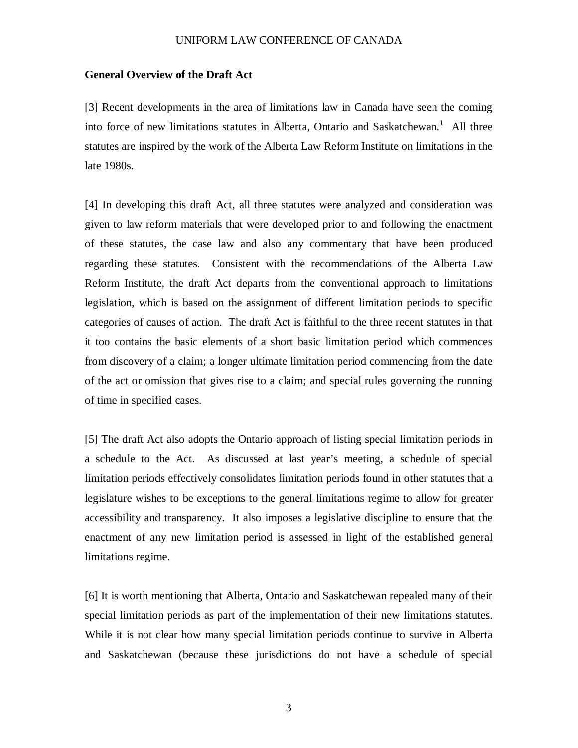**General Overview of the Draft Act**

[3] Recent developments in the area of limitations law in Canada have seen the coming into force of new limitations statutes in Alberta, Ontario and Saskatchewan.[1] All three statutes are inspired by the work of the Alberta Law Reform Institute on limitations in the late 1980s.

[4] In developing this draft Act, all three statutes were analyzed and consideration was given to law reform materials that were developed prior to and following the enactment of these statutes, the case law and also any commentary that have been produced regarding these statutes. Consistent with the recommendations of the Alberta Law Reform Institute, the draft Act departs from the conventional approach to limitations legislation, which is based on the assignment of different limitation periods to specific categories of causes of action. The draft Act is faithful to the three recent statutes in that it too contains the basic elements of a short basic limitation period which commences from discovery of a claim; a longer ultimate limitation period commencing from the date of the act or omission that gives rise to a claim; and special rules governing the running of time in specified cases.

[5] The draft Act also adopts the Ontario approach of listing special limitation periods in a schedule to the Act. As discussed at last year's meeting, a schedule of special limitation periods effectively consolidates limitation periods found in other statutes that a legislature wishes to be exceptions to the general limitations regime to allow for greater accessibility and transparency. It also imposes a legislative discipline to ensure that the enactment of any new limitation period is assessed in light of the established general limitations regime.

[6] It is worth mentioning that Alberta, Ontario and Saskatchewan repealed many of their special limitation periods as part of the implementation of their new limitations statutes. While it is not clear how many special limitation periods continue to survive in Alberta and Saskatchewan (because these jurisdictions do not have a schedule of special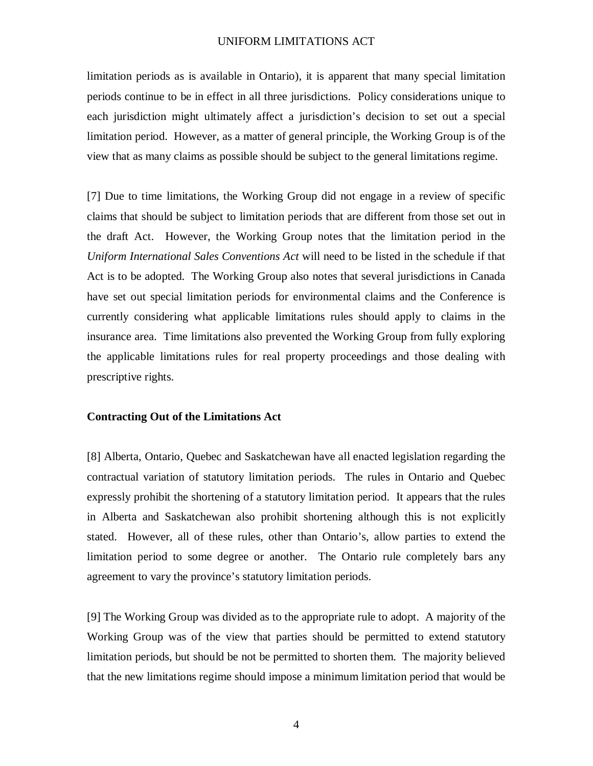limitation periods as is available in Ontario), it is apparent that many special limitation periods continue to be in effect in all three jurisdictions. Policy considerations unique to each jurisdiction might ultimately affect a jurisdiction's decision to set out a special limitation period. However, as a matter of general principle, the Working Group is of the view that as many claims as possible should be subject to the general limitations regime.

[7] Due to time limitations, the Working Group did not engage in a review of specific claims that should be subject to limitation periods that are different from those set out in the draft Act. However, the Working Group notes that the limitation period in the *Uniform International Sales Conventions Act* will need to be listed in the schedule if that Act is to be adopted. The Working Group also notes that several jurisdictions in Canada have set out special limitation periods for environmental claims and the Conference is currently considering what applicable limitations rules should apply to claims in the insurance area. Time limitations also prevented the Working Group from fully exploring the applicable limitations rules for real property proceedings and those dealing with prescriptive rights.

**Contracting Out of the Limitations Act**

[8] Alberta, Ontario, Quebec and Saskatchewan have all enacted legislation regarding the contractual variation of statutory limitation periods. The rules in Ontario and Quebec expressly prohibit the shortening of a statutory limitation period. It appears that the rules in Alberta and Saskatchewan also prohibit shortening although this is not explicitly stated. However, all of these rules, other than Ontario's, allow parties to extend the limitation period to some degree or another. The Ontario rule completely bars any agreement to vary the province's statutory limitation periods.

[9] The Working Group was divided as to the appropriate rule to adopt. A majority of the Working Group was of the view that parties should be permitted to extend statutory limitation periods, but should be not be permitted to shorten them. The majority believed that the new limitations regime should impose a minimum limitation period that would be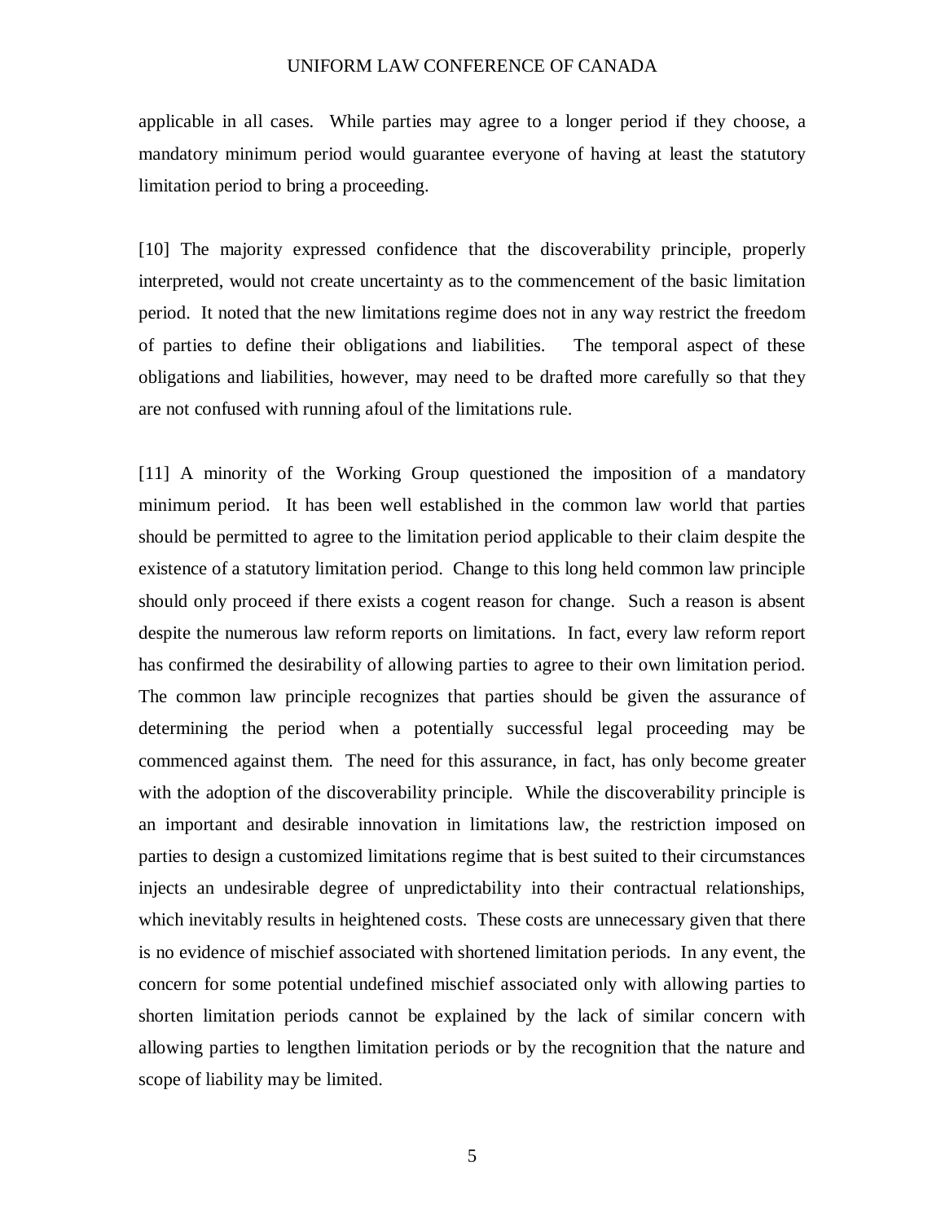applicable in all cases. While parties may agree to a longer period if they choose, a mandatory minimum period would guarantee everyone of having at least the statutory limitation period to bring a proceeding.

[10] The majority expressed confidence that the discoverability principle, properly interpreted, would not create uncertainty as to the commencement of the basic limitation period. It noted that the new limitations regime does not in any way restrict the freedom of parties to define their obligations and liabilities. The temporal aspect of these obligations and liabilities, however, may need to be drafted more carefully so that they are not confused with running afoul of the limitations rule.

[11] A minority of the Working Group questioned the imposition of a mandatory minimum period. It has been well established in the common law world that parties should be permitted to agree to the limitation period applicable to their claim despite the existence of a statutory limitation period. Change to this long held common law principle should only proceed if there exists a cogent reason for change. Such a reason is absent despite the numerous law reform reports on limitations. In fact, every law reform report has confirmed the desirability of allowing parties to agree to their own limitation period. The common law principle recognizes that parties should be given the assurance of determining the period when a potentially successful legal proceeding may be commenced against them. The need for this assurance, in fact, has only become greater with the adoption of the discoverability principle. While the discoverability principle is an important and desirable innovation in limitations law, the restriction imposed on parties to design a customized limitations regime that is best suited to their circumstances injects an undesirable degree of unpredictability into their contractual relationships, which inevitably results in heightened costs. These costs are unnecessary given that there is no evidence of mischief associated with shortened limitation periods. In any event, the concern for some potential undefined mischief associated only with allowing parties to shorten limitation periods cannot be explained by the lack of similar concern with allowing parties to lengthen limitation periods or by the recognition that the nature and scope of liability may be limited.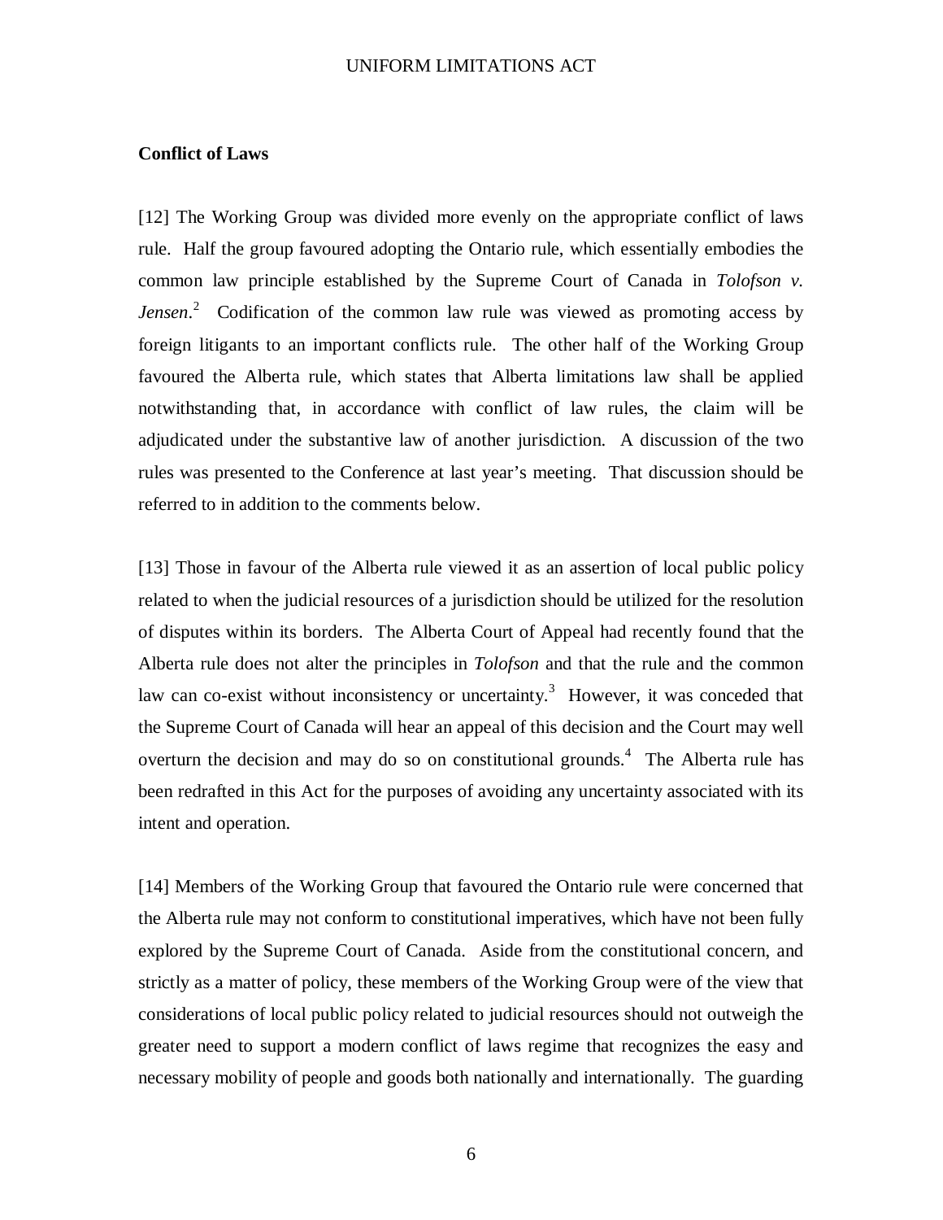**Conflict of Laws**

[12] The Working Group was divided more evenly on the appropriate conflict of laws rule. Half the group favoured adopting the Ontario rule, which essentially embodies the common law principle established by the Supreme Court of Canada in *Tolofson v. Jensen*.[2] Codification of the common law rule was viewed as promoting access by foreign litigants to an important conflicts rule. The other half of the Working Group favoured the Alberta rule, which states that Alberta limitations law shall be applied notwithstanding that, in accordance with conflict of law rules, the claim will be adjudicated under the substantive law of another jurisdiction. A discussion of the two rules was presented to the Conference at last year's meeting. That discussion should be referred to in addition to the comments below.

[13] Those in favour of the Alberta rule viewed it as an assertion of local public policy related to when the judicial resources of a jurisdiction should be utilized for the resolution of disputes within its borders. The Alberta Court of Appeal had recently found that the Alberta rule does not alter the principles in *Tolofson* and that the rule and the common law can co-exist without inconsistency or uncertainty.[3] However, it was conceded that the Supreme Court of Canada will hear an appeal of this decision and the Court may well overturn the decision and may do so on constitutional grounds.[4] The Alberta rule has been redrafted in this Act for the purposes of avoiding any uncertainty associated with its intent and operation.

[14] Members of the Working Group that favoured the Ontario rule were concerned that the Alberta rule may not conform to constitutional imperatives, which have not been fully explored by the Supreme Court of Canada. Aside from the constitutional concern, and strictly as a matter of policy, these members of the Working Group were of the view that considerations of local public policy related to judicial resources should not outweigh the greater need to support a modern conflict of laws regime that recognizes the easy and necessary mobility of people and goods both nationally and internationally. The guarding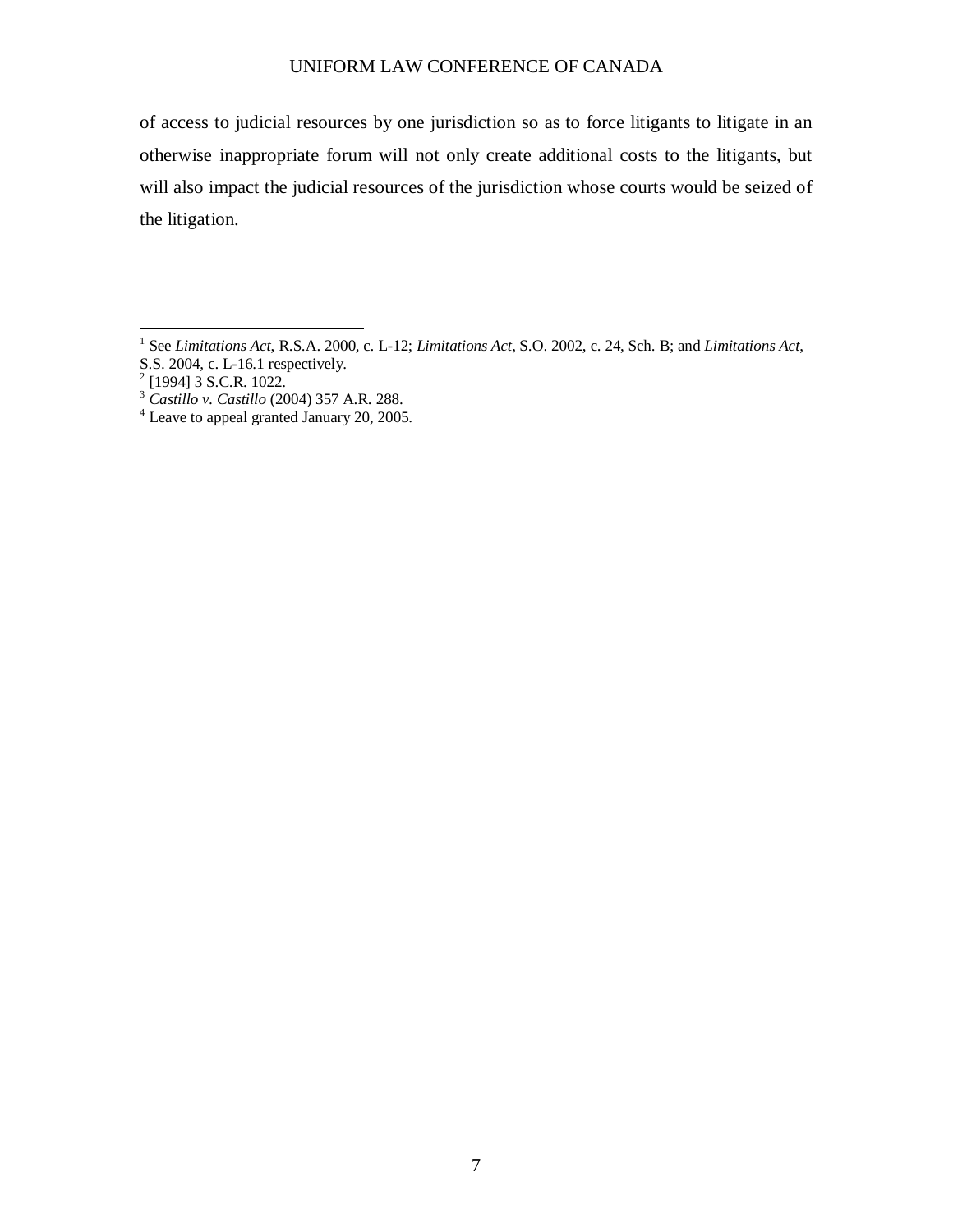of access to judicial resources by one jurisdiction so as to force litigants to litigate in an otherwise inappropriate forum will not only create additional costs to the litigants, but will also impact the judicial resources of the jurisdiction whose courts would be seized of the litigation.

---

[1] See *Limitations Act*, R.S.A. 2000, c. L-12; *Limitations Act*, S.O. 2002, c. 24, Sch. B; and *Limitations Act*, S.S. 2004, c. L-16.1 respectively.

[2] [1994] 3 S.C.R. 1022.

[3] *Castillo v. Castillo* (2004) 357 A.R. 288.

[4] Leave to appeal granted January 20, 2005.